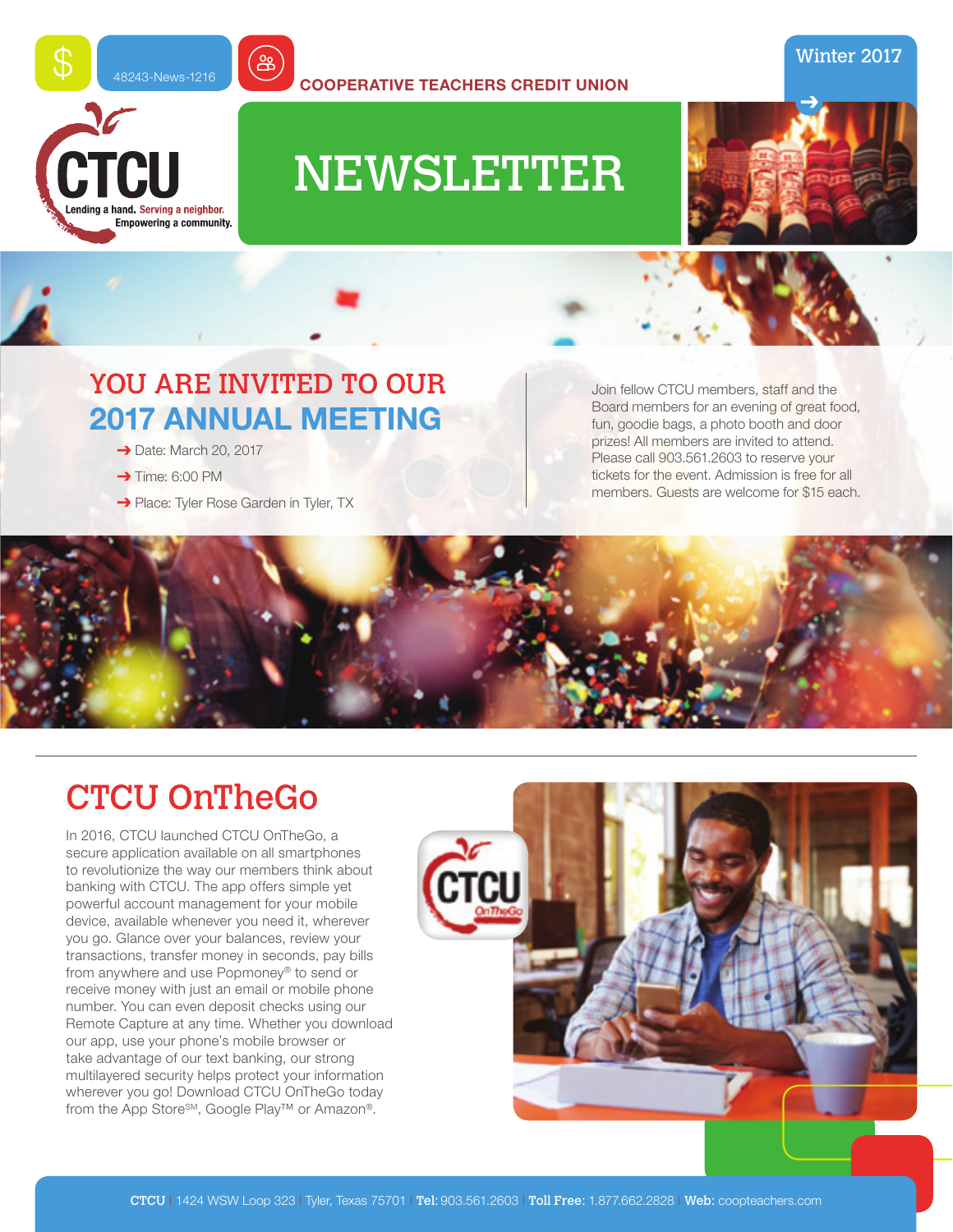48243-News-1216

COOPERATIVE TEACHERS CREDIT UNION

Winter 2017

CTCU

Lending a hand. Serving a neighbor. Empowering a community.

# NEWSLETTER

## YOU ARE INVITED TO OUR 2017 ANNUAL MEETING

- Date: March 20, 2017
- Time: 6:00 PM
- Place: Tyler Rose Garden in Tyler, TX

Join fellow CTCU members, staff and the Board members for an evening of great food, fun, goodie bags, a photo booth and door prizes! All members are invited to attend. Please call 903.561.2603 to reserve your tickets for the event. Admission is free for all members. Guests are welcome for $15 each.

## CTCU OnTheGo

In 2016, CTCU launched CTCU OnTheGo, a secure application available on all smartphones to revolutionize the way our members think about banking with CTCU. The app offers simple yet powerful account management for your mobile device, available whenever you need it, wherever you go. Glance over your balances, review your transactions, transfer money in seconds, pay bills from anywhere and use Popmoney® to send or receive money with just an email or mobile phone number. You can even deposit checks using our Remote Capture at any time. Whether you download our app, use your phone's mobile browser or take advantage of our text banking, our strong multilayered security helps protect your information wherever you go! Download CTCU OnTheGo today from the App Store℠, Google Play™ or Amazon®.

**CTCU** | 1424 WSW Loop 323 | Tyler, Texas 75701 | **Tel:** 903.561.2603 | **Toll Free:** 1.877.662.2828 | **Web:** coopteachers.com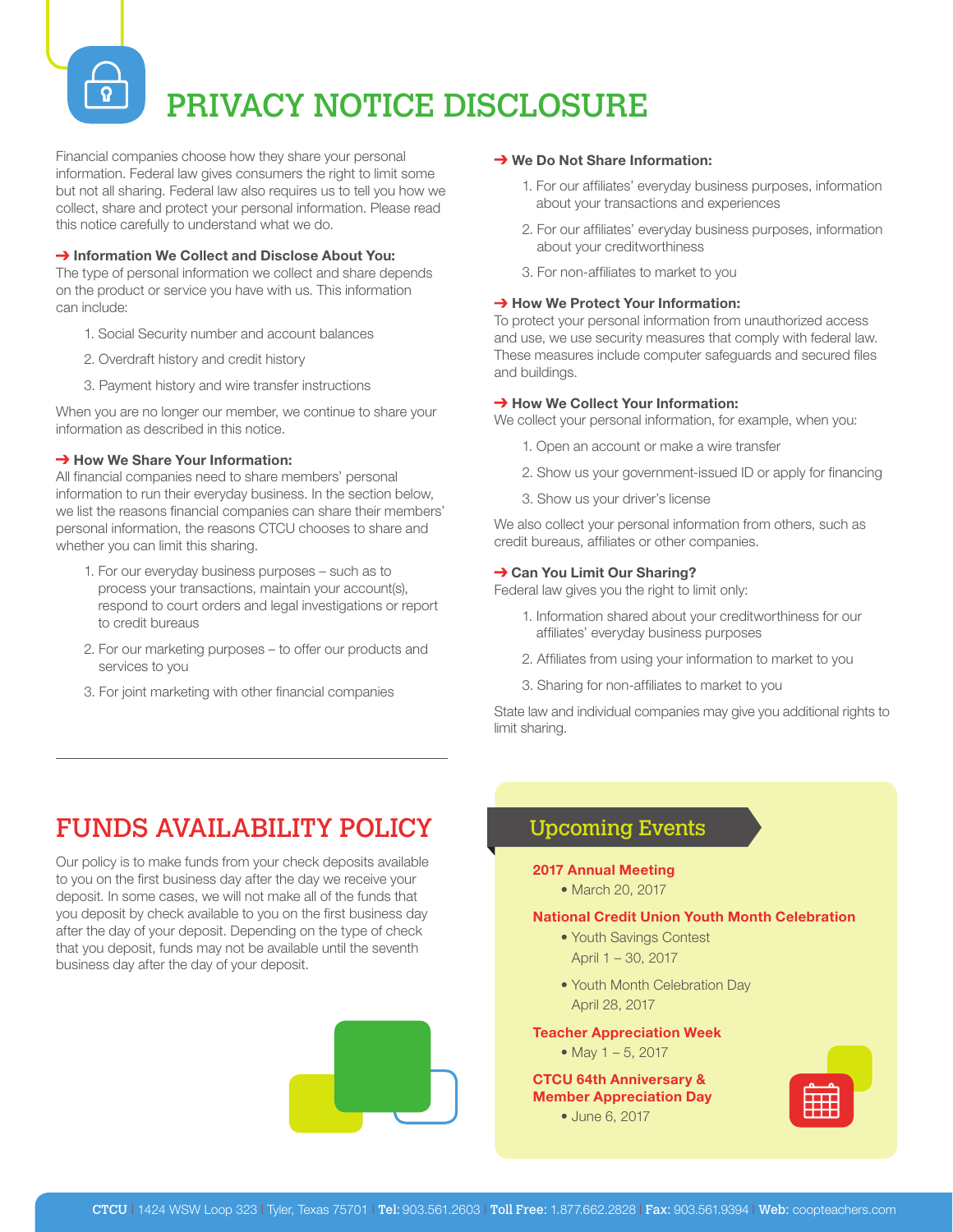# PRIVACY NOTICE DISCLOSURE

Financial companies choose how they share your personal information. Federal law gives consumers the right to limit some but not all sharing. Federal law also requires us to tell you how we collect, share and protect your personal information. Please read this notice carefully to understand what we do.

**➔ Information We Collect and Disclose About You:**
The type of personal information we collect and share depends on the product or service you have with us. This information can include:

1. Social Security number and account balances
2. Overdraft history and credit history
3. Payment history and wire transfer instructions

When you are no longer our member, we continue to share your information as described in this notice.

**➔ How We Share Your Information:**
All financial companies need to share members' personal information to run their everyday business. In the section below, we list the reasons financial companies can share their members' personal information, the reasons CTCU chooses to share and whether you can limit this sharing.

1. For our everyday business purposes – such as to process your transactions, maintain your account(s), respond to court orders and legal investigations or report to credit bureaus
2. For our marketing purposes – to offer our products and services to you
3. For joint marketing with other financial companies

**➔ We Do Not Share Information:**

1. For our affiliates' everyday business purposes, information about your transactions and experiences
2. For our affiliates' everyday business purposes, information about your creditworthiness
3. For non-affiliates to market to you

**➔ How We Protect Your Information:**
To protect your personal information from unauthorized access and use, we use security measures that comply with federal law. These measures include computer safeguards and secured files and buildings.

**➔ How We Collect Your Information:**
We collect your personal information, for example, when you:

1. Open an account or make a wire transfer
2. Show us your government-issued ID or apply for financing
3. Show us your driver's license

We also collect your personal information from others, such as credit bureaus, affiliates or other companies.

**➔ Can You Limit Our Sharing?**
Federal law gives you the right to limit only:

1. Information shared about your creditworthiness for our affiliates' everyday business purposes
2. Affiliates from using your information to market to you
3. Sharing for non-affiliates to market to you

State law and individual companies may give you additional rights to limit sharing.

# FUNDS AVAILABILITY POLICY

Our policy is to make funds from your check deposits available to you on the first business day after the day we receive your deposit. In some cases, we will not make all of the funds that you deposit by check available to you on the first business day after the day of your deposit. Depending on the type of check that you deposit, funds may not be available until the seventh business day after the day of your deposit.

## Upcoming Events

**2017 Annual Meeting**

- March 20, 2017

**National Credit Union Youth Month Celebration**

- Youth Savings Contest
  April 1 – 30, 2017
- Youth Month Celebration Day
  April 28, 2017

**Teacher Appreciation Week**

- May 1 – 5, 2017

**CTCU 64th Anniversary & Member Appreciation Day**

- June 6, 2017

**CTCU** | 1424 WSW Loop 323 | Tyler, Texas 75701 | **Tel:** 903.561.2603 | **Toll Free:** 1.877.662.2828 | **Fax:** 903.561.9394 | **Web:** coopteachers.com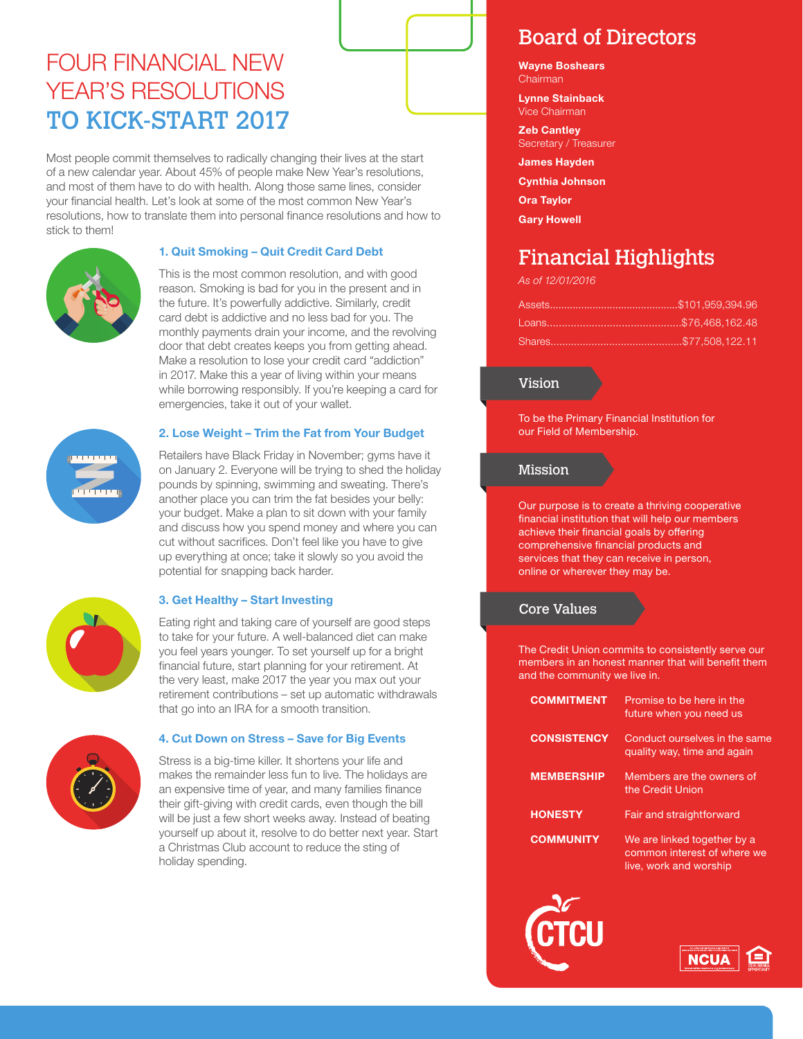# FOUR FINANCIAL NEW YEAR'S RESOLUTIONS TO KICK-START 2017

Most people commit themselves to radically changing their lives at the start of a new calendar year. About 45% of people make New Year's resolutions, and most of them have to do with health. Along those same lines, consider your financial health. Let's look at some of the most common New Year's resolutions, how to translate them into personal finance resolutions and how to stick to them!

### 1. Quit Smoking – Quit Credit Card Debt

This is the most common resolution, and with good reason. Smoking is bad for you in the present and in the future. It's powerfully addictive. Similarly, credit card debt is addictive and no less bad for you. The monthly payments drain your income, and the revolving door that debt creates keeps you from getting ahead. Make a resolution to lose your credit card "addiction" in 2017. Make this a year of living within your means while borrowing responsibly. If you're keeping a card for emergencies, take it out of your wallet.

### 2. Lose Weight – Trim the Fat from Your Budget

Retailers have Black Friday in November; gyms have it on January 2. Everyone will be trying to shed the holiday pounds by spinning, swimming and sweating. There's another place you can trim the fat besides your belly: your budget. Make a plan to sit down with your family and discuss how you spend money and where you can cut without sacrifices. Don't feel like you have to give up everything at once; take it slowly so you avoid the potential for snapping back harder.

### 3. Get Healthy – Start Investing

Eating right and taking care of yourself are good steps to take for your future. A well-balanced diet can make you feel years younger. To set yourself up for a bright financial future, start planning for your retirement. At the very least, make 2017 the year you max out your retirement contributions – set up automatic withdrawals that go into an IRA for a smooth transition.

### 4. Cut Down on Stress – Save for Big Events

Stress is a big-time killer. It shortens your life and makes the remainder less fun to live. The holidays are an expensive time of year, and many families finance their gift-giving with credit cards, even though the bill will be just a few short weeks away. Instead of beating yourself up about it, resolve to do better next year. Start a Christmas Club account to reduce the sting of holiday spending.

## Board of Directors

**Wayne Boshears**
Chairman

**Lynne Stainback**
Vice Chairman

**Zeb Cantley**
Secretary / Treasurer

**James Hayden**

**Cynthia Johnson**

**Ora Taylor**

**Gary Howell**

## Financial Highlights

*As of 12/01/2016*

Assets............................................$101,959,394.96

Loans.............................................$76,468,162.48

Shares............................................$77,508,122.11

## Vision

To be the Primary Financial Institution for our Field of Membership.

## Mission

Our purpose is to create a thriving cooperative financial institution that will help our members achieve their financial goals by offering comprehensive financial products and services that they can receive in person, online or wherever they may be.

## Core Values

The Credit Union commits to consistently serve our members in an honest manner that will benefit them and the community we live in.

| | |
|---|---|
| **COMMITMENT** | Promise to be here in the future when you need us |
| **CONSISTENCY** | Conduct ourselves in the same quality way, time and again |
| **MEMBERSHIP** | Members are the owners of the Credit Union |
| **HONESTY** | Fair and straightforward |
| **COMMUNITY** | We are linked together by a common interest of where we live, work and worship |

CTCU

NCUA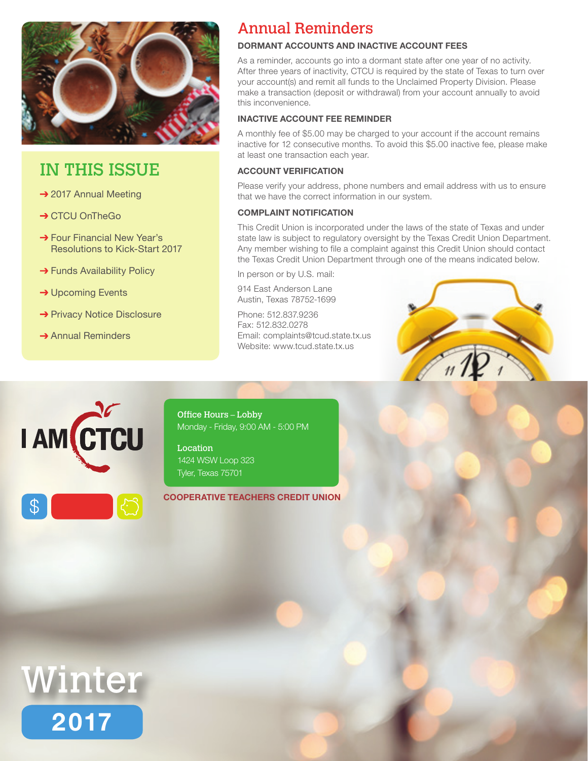## IN THIS ISSUE

- 2017 Annual Meeting
- CTCU OnTheGo
- Four Financial New Year's Resolutions to Kick-Start 2017
- Funds Availability Policy
- Upcoming Events
- Privacy Notice Disclosure
- Annual Reminders

# Annual Reminders

### DORMANT ACCOUNTS AND INACTIVE ACCOUNT FEES

As a reminder, accounts go into a dormant state after one year of no activity. After three years of inactivity, CTCU is required by the state of Texas to turn over your account(s) and remit all funds to the Unclaimed Property Division. Please make a transaction (deposit or withdrawal) from your account annually to avoid this inconvenience.

### INACTIVE ACCOUNT FEE REMINDER

A monthly fee of $5.00 may be charged to your account if the account remains inactive for 12 consecutive months. To avoid this $5.00 inactive fee, please make at least one transaction each year.

### ACCOUNT VERIFICATION

Please verify your address, phone numbers and email address with us to ensure that we have the correct information in our system.

### COMPLAINT NOTIFICATION

This Credit Union is incorporated under the laws of the state of Texas and under state law is subject to regulatory oversight by the Texas Credit Union Department. Any member wishing to file a complaint against this Credit Union should contact the Texas Credit Union Department through one of the means indicated below.

In person or by U.S. mail:

914 East Anderson Lane
Austin, Texas 78752-1699

Phone: 512.837.9236
Fax: 512.832.0278
Email: complaints@tcud.state.tx.us
Website: www.tcud.state.tx.us

I AM CTCU

**Office Hours – Lobby**
Monday - Friday, 9:00 AM - 5:00 PM

**Location**
1424 WSW Loop 323
Tyler, Texas 75701

**COOPERATIVE TEACHERS CREDIT UNION**

# Winter

## 2017